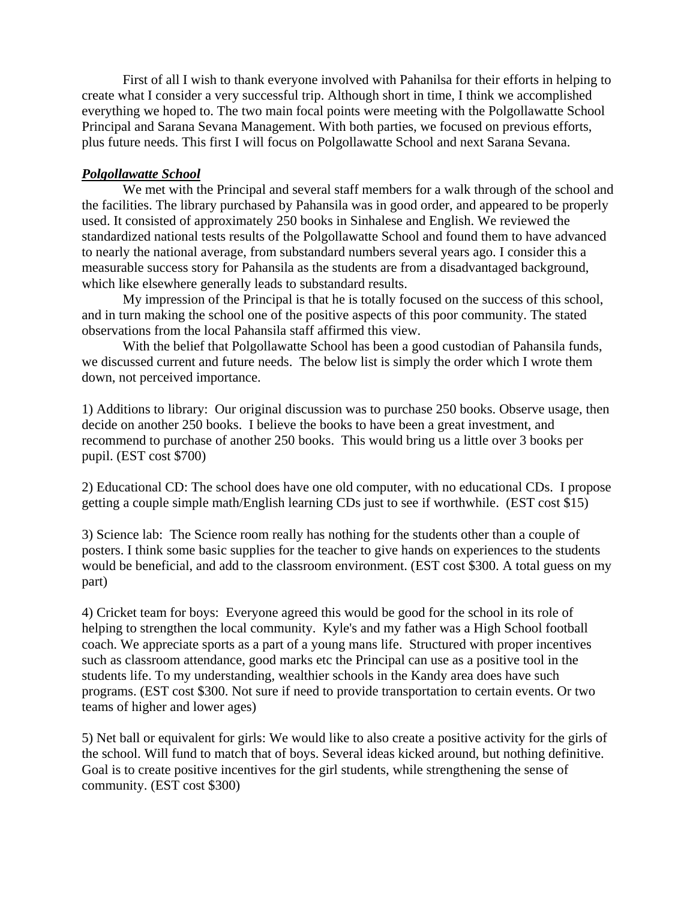First of all I wish to thank everyone involved with Pahanilsa for their efforts in helping to create what I consider a very successful trip. Although short in time, I think we accomplished everything we hoped to. The two main focal points were meeting with the Polgollawatte School Principal and Sarana Sevana Management. With both parties, we focused on previous efforts, plus future needs. This first I will focus on Polgollawatte School and next Sarana Sevana.

***Polgollawatte School***

We met with the Principal and several staff members for a walk through of the school and the facilities. The library purchased by Pahansila was in good order, and appeared to be properly used. It consisted of approximately 250 books in Sinhalese and English. We reviewed the standardized national tests results of the Polgollawatte School and found them to have advanced to nearly the national average, from substandard numbers several years ago. I consider this a measurable success story for Pahansila as the students are from a disadvantaged background, which like elsewhere generally leads to substandard results.

My impression of the Principal is that he is totally focused on the success of this school, and in turn making the school one of the positive aspects of this poor community. The stated observations from the local Pahansila staff affirmed this view.

With the belief that Polgollawatte School has been a good custodian of Pahansila funds, we discussed current and future needs. The below list is simply the order which I wrote them down, not perceived importance.

1) Additions to library: Our original discussion was to purchase 250 books. Observe usage, then decide on another 250 books. I believe the books to have been a great investment, and recommend to purchase of another 250 books. This would bring us a little over 3 books per pupil. (EST cost $700)

2) Educational CD: The school does have one old computer, with no educational CDs. I propose getting a couple simple math/English learning CDs just to see if worthwhile. (EST cost $15)

3) Science lab: The Science room really has nothing for the students other than a couple of posters. I think some basic supplies for the teacher to give hands on experiences to the students would be beneficial, and add to the classroom environment. (EST cost $300. A total guess on my part)

4) Cricket team for boys: Everyone agreed this would be good for the school in its role of helping to strengthen the local community. Kyle's and my father was a High School football coach. We appreciate sports as a part of a young mans life. Structured with proper incentives such as classroom attendance, good marks etc the Principal can use as a positive tool in the students life. To my understanding, wealthier schools in the Kandy area does have such programs. (EST cost $300. Not sure if need to provide transportation to certain events. Or two teams of higher and lower ages)

5) Net ball or equivalent for girls: We would like to also create a positive activity for the girls of the school. Will fund to match that of boys. Several ideas kicked around, but nothing definitive. Goal is to create positive incentives for the girl students, while strengthening the sense of community. (EST cost $300)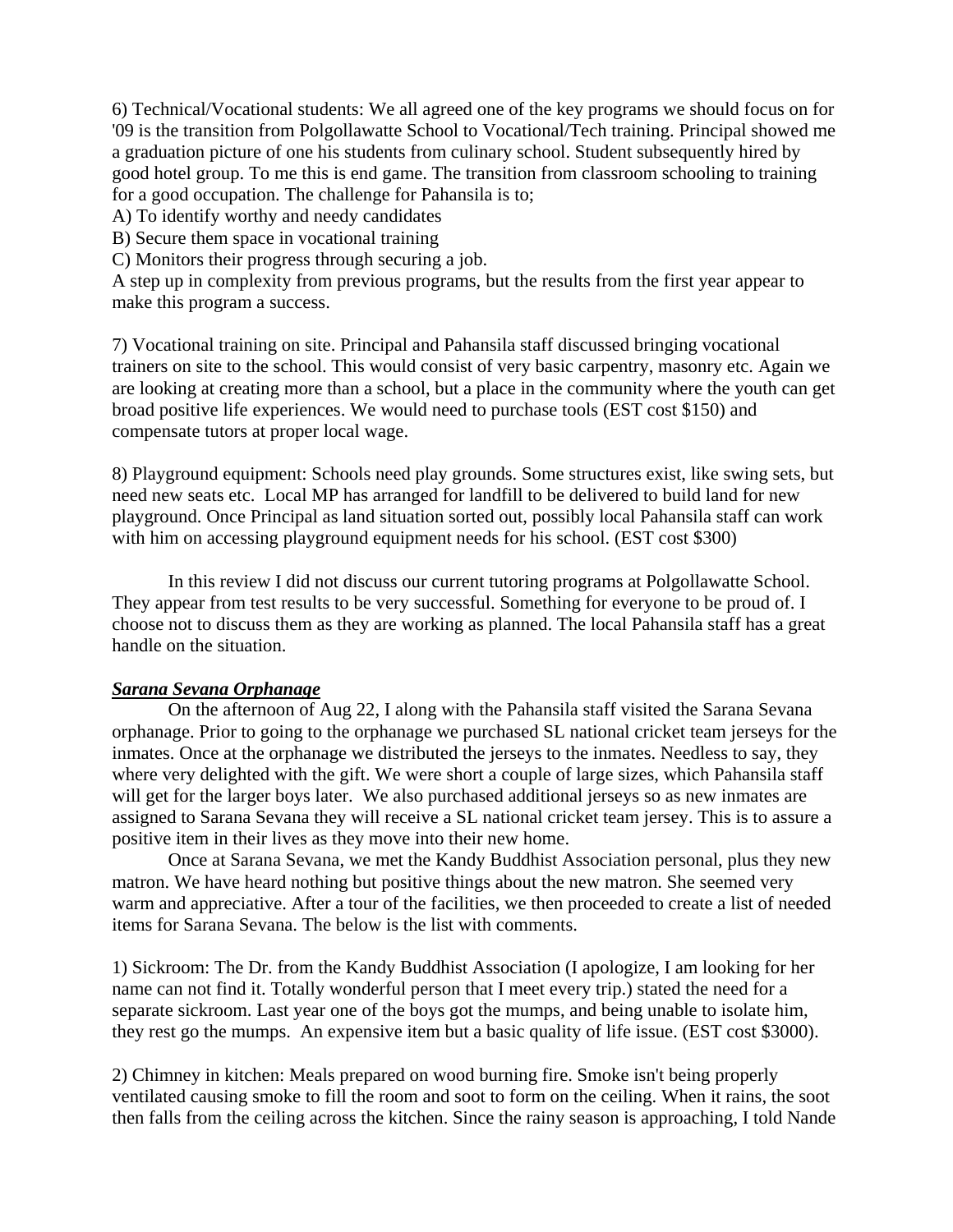6) Technical/Vocational students: We all agreed one of the key programs we should focus on for '09 is the transition from Polgollawatte School to Vocational/Tech training. Principal showed me a graduation picture of one his students from culinary school. Student subsequently hired by good hotel group. To me this is end game. The transition from classroom schooling to training for a good occupation. The challenge for Pahansila is to;

A) To identify worthy and needy candidates
B) Secure them space in vocational training
C) Monitors their progress through securing a job.

A step up in complexity from previous programs, but the results from the first year appear to make this program a success.

7) Vocational training on site. Principal and Pahansila staff discussed bringing vocational trainers on site to the school. This would consist of very basic carpentry, masonry etc. Again we are looking at creating more than a school, but a place in the community where the youth can get broad positive life experiences. We would need to purchase tools (EST cost $150) and compensate tutors at proper local wage.

8) Playground equipment: Schools need play grounds. Some structures exist, like swing sets, but need new seats etc. Local MP has arranged for landfill to be delivered to build land for new playground. Once Principal as land situation sorted out, possibly local Pahansila staff can work with him on accessing playground equipment needs for his school. (EST cost $300)

In this review I did not discuss our current tutoring programs at Polgollawatte School. They appear from test results to be very successful. Something for everyone to be proud of. I choose not to discuss them as they are working as planned. The local Pahansila staff has a great handle on the situation.

***Sarana Sevana Orphanage***

On the afternoon of Aug 22, I along with the Pahansila staff visited the Sarana Sevana orphanage. Prior to going to the orphanage we purchased SL national cricket team jerseys for the inmates. Once at the orphanage we distributed the jerseys to the inmates. Needless to say, they where very delighted with the gift. We were short a couple of large sizes, which Pahansila staff will get for the larger boys later. We also purchased additional jerseys so as new inmates are assigned to Sarana Sevana they will receive a SL national cricket team jersey. This is to assure a positive item in their lives as they move into their new home.

Once at Sarana Sevana, we met the Kandy Buddhist Association personal, plus they new matron. We have heard nothing but positive things about the new matron. She seemed very warm and appreciative. After a tour of the facilities, we then proceeded to create a list of needed items for Sarana Sevana. The below is the list with comments.

1) Sickroom: The Dr. from the Kandy Buddhist Association (I apologize, I am looking for her name can not find it. Totally wonderful person that I meet every trip.) stated the need for a separate sickroom. Last year one of the boys got the mumps, and being unable to isolate him, they rest go the mumps. An expensive item but a basic quality of life issue. (EST cost $3000).

2) Chimney in kitchen: Meals prepared on wood burning fire. Smoke isn't being properly ventilated causing smoke to fill the room and soot to form on the ceiling. When it rains, the soot then falls from the ceiling across the kitchen. Since the rainy season is approaching, I told Nande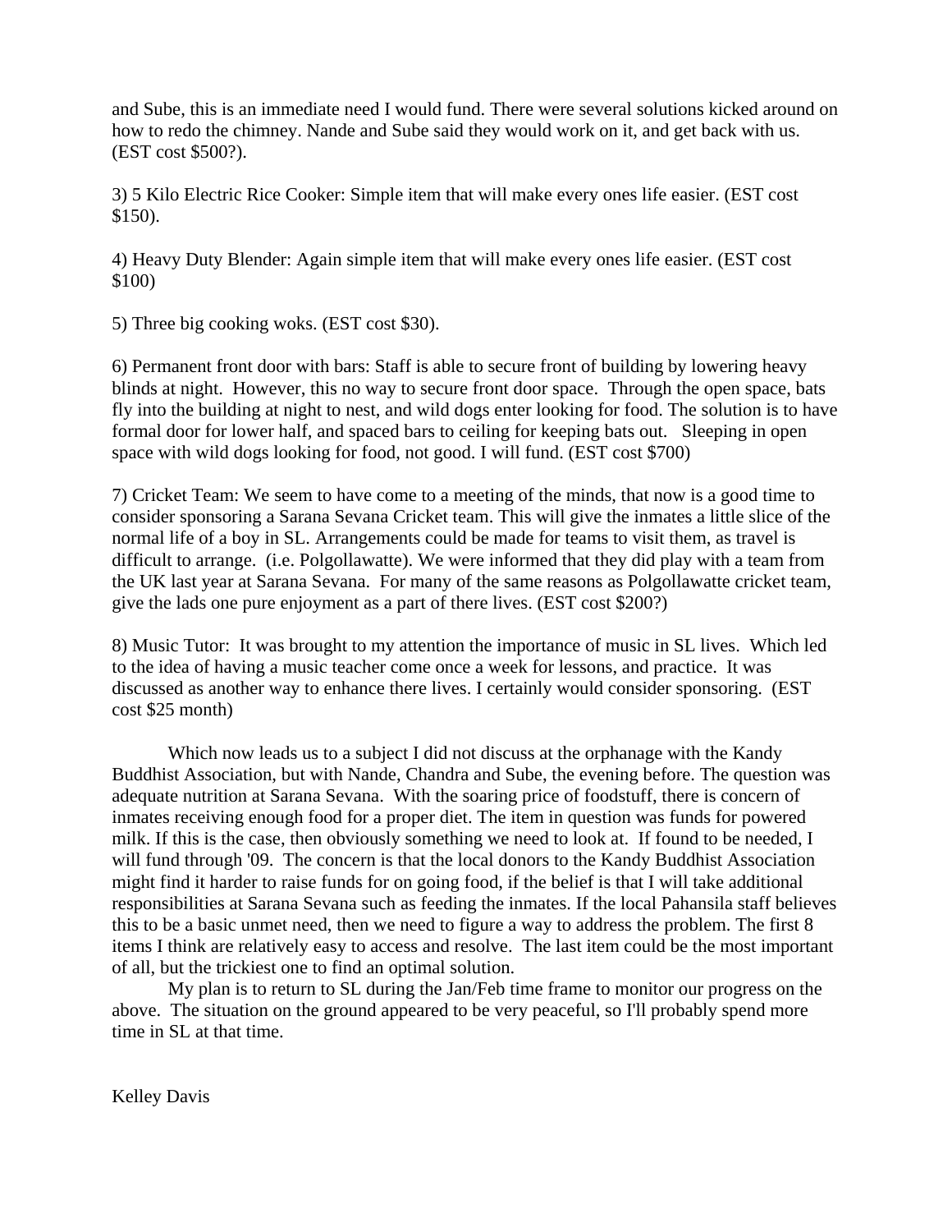and Sube, this is an immediate need I would fund. There were several solutions kicked around on how to redo the chimney. Nande and Sube said they would work on it, and get back with us. (EST cost $500?).

3) 5 Kilo Electric Rice Cooker: Simple item that will make every ones life easier. (EST cost $150).

4) Heavy Duty Blender: Again simple item that will make every ones life easier. (EST cost $100)

5) Three big cooking woks. (EST cost $30).

6) Permanent front door with bars: Staff is able to secure front of building by lowering heavy blinds at night. However, this no way to secure front door space. Through the open space, bats fly into the building at night to nest, and wild dogs enter looking for food. The solution is to have formal door for lower half, and spaced bars to ceiling for keeping bats out. Sleeping in open space with wild dogs looking for food, not good. I will fund. (EST cost $700)

7) Cricket Team: We seem to have come to a meeting of the minds, that now is a good time to consider sponsoring a Sarana Sevana Cricket team. This will give the inmates a little slice of the normal life of a boy in SL. Arrangements could be made for teams to visit them, as travel is difficult to arrange. (i.e. Polgollawatte). We were informed that they did play with a team from the UK last year at Sarana Sevana. For many of the same reasons as Polgollawatte cricket team, give the lads one pure enjoyment as a part of there lives. (EST cost $200?)

8) Music Tutor: It was brought to my attention the importance of music in SL lives. Which led to the idea of having a music teacher come once a week for lessons, and practice. It was discussed as another way to enhance there lives. I certainly would consider sponsoring. (EST cost $25 month)

Which now leads us to a subject I did not discuss at the orphanage with the Kandy Buddhist Association, but with Nande, Chandra and Sube, the evening before. The question was adequate nutrition at Sarana Sevana. With the soaring price of foodstuff, there is concern of inmates receiving enough food for a proper diet. The item in question was funds for powered milk. If this is the case, then obviously something we need to look at. If found to be needed, I will fund through '09. The concern is that the local donors to the Kandy Buddhist Association might find it harder to raise funds for on going food, if the belief is that I will take additional responsibilities at Sarana Sevana such as feeding the inmates. If the local Pahansila staff believes this to be a basic unmet need, then we need to figure a way to address the problem. The first 8 items I think are relatively easy to access and resolve. The last item could be the most important of all, but the trickiest one to find an optimal solution.

My plan is to return to SL during the Jan/Feb time frame to monitor our progress on the above. The situation on the ground appeared to be very peaceful, so I'll probably spend more time in SL at that time.

Kelley Davis